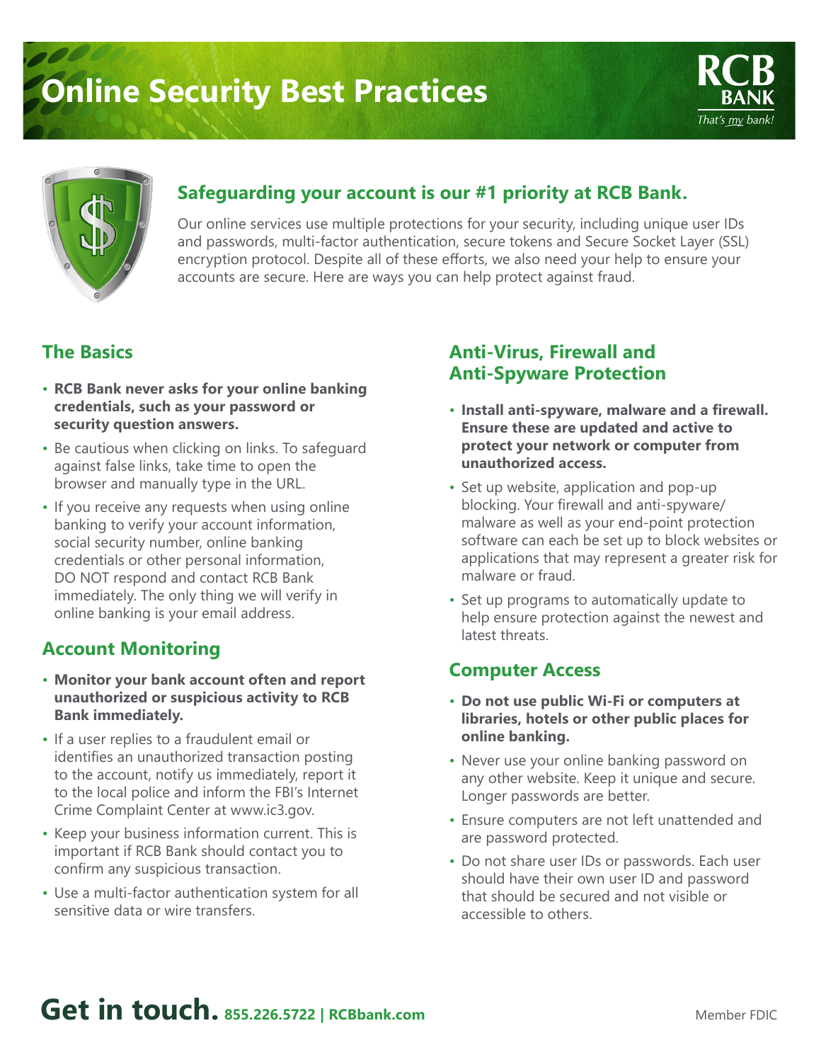# Online Security Best Practices

RCB BANK
*That's my bank!*

## Safeguarding your account is our #1 priority at RCB Bank.

Our online services use multiple protections for your security, including unique user IDs and passwords, multi-factor authentication, secure tokens and Secure Socket Layer (SSL) encryption protocol. Despite all of these efforts, we also need your help to ensure your accounts are secure. Here are ways you can help protect against fraud.

### The Basics

- **RCB Bank never asks for your online banking credentials, such as your password or security question answers.**
- Be cautious when clicking on links. To safeguard against false links, take time to open the browser and manually type in the URL.
- If you receive any requests when using online banking to verify your account information, social security number, online banking credentials or other personal information, DO NOT respond and contact RCB Bank immediately. The only thing we will verify in online banking is your email address.

### Account Monitoring

- **Monitor your bank account often and report unauthorized or suspicious activity to RCB Bank immediately.**
- If a user replies to a fraudulent email or identifies an unauthorized transaction posting to the account, notify us immediately, report it to the local police and inform the FBI's Internet Crime Complaint Center at www.ic3.gov.
- Keep your business information current. This is important if RCB Bank should contact you to confirm any suspicious transaction.
- Use a multi-factor authentication system for all sensitive data or wire transfers.

### Anti-Virus, Firewall and Anti-Spyware Protection

- **Install anti-spyware, malware and a firewall. Ensure these are updated and active to protect your network or computer from unauthorized access.**
- Set up website, application and pop-up blocking. Your firewall and anti-spyware/malware as well as your end-point protection software can each be set up to block websites or applications that may represent a greater risk for malware or fraud.
- Set up programs to automatically update to help ensure protection against the newest and latest threats.

### Computer Access

- **Do not use public Wi-Fi or computers at libraries, hotels or other public places for online banking.**
- Never use your online banking password on any other website. Keep it unique and secure. Longer passwords are better.
- Ensure computers are not left unattended and are password protected.
- Do not share user IDs or passwords. Each user should have their own user ID and password that should be secured and not visible or accessible to others.

## Get in touch. 855.226.5722 | RCBbank.com

Member FDIC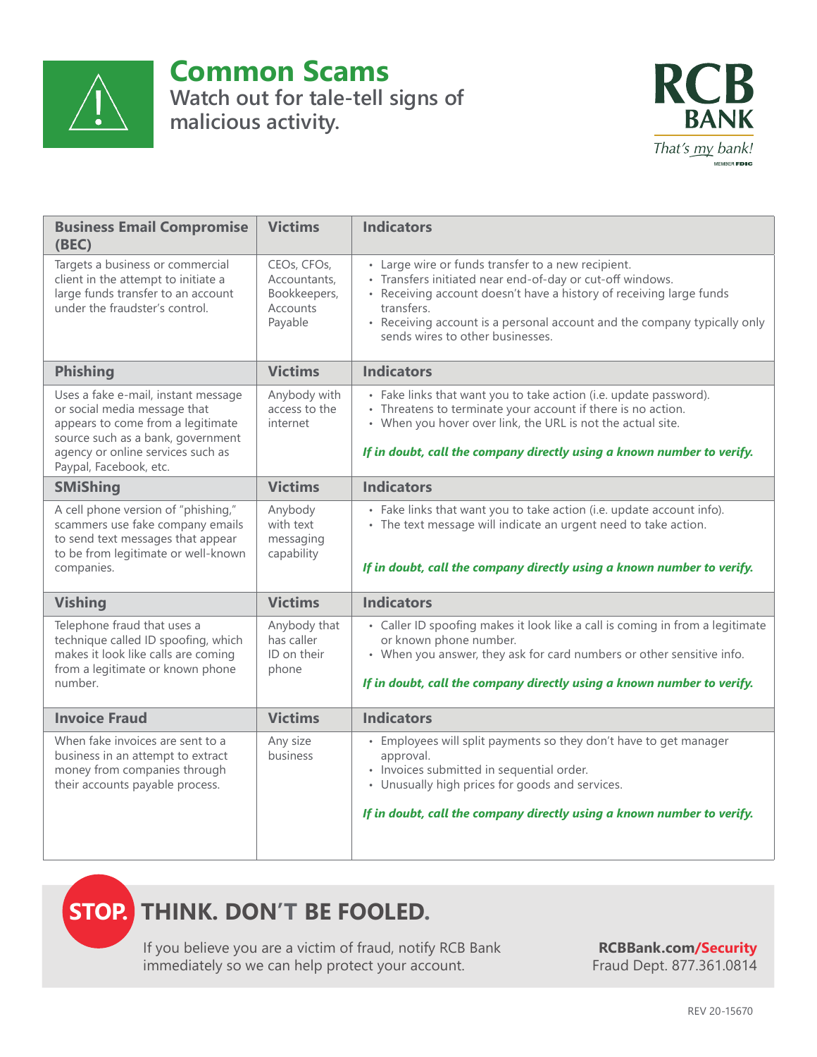# Common Scams

**Watch out for tale-tell signs of malicious activity.**

RCB BANK
That's my bank!
MEMBER FDIC

| Business Email Compromise (BEC) | Victims | Indicators |
|---|---|---|
| Targets a business or commercial client in the attempt to initiate a large funds transfer to an account under the fraudster's control. | CEOs, CFOs, Accountants, Bookkeepers, Accounts Payable | • Large wire or funds transfer to a new recipient. • Transfers initiated near end-of-day or cut-off windows. • Receiving account doesn't have a history of receiving large funds transfers. • Receiving account is a personal account and the company typically only sends wires to other businesses. |
| **Phishing** | **Victims** | **Indicators** |
| Uses a fake e-mail, instant message or social media message that appears to come from a legitimate source such as a bank, government agency or online services such as Paypal, Facebook, etc. | Anybody with access to the internet | • Fake links that want you to take action (i.e. update password). • Threatens to terminate your account if there is no action. • When you hover over link, the URL is not the actual site. ***If in doubt, call the company directly using a known number to verify.*** |
| **SMiShing** | **Victims** | **Indicators** |
| A cell phone version of "phishing," scammers use fake company emails to send text messages that appear to be from legitimate or well-known companies. | Anybody with text messaging capability | • Fake links that want you to take action (i.e. update account info). • The text message will indicate an urgent need to take action. ***If in doubt, call the company directly using a known number to verify.*** |
| **Vishing** | **Victims** | **Indicators** |
| Telephone fraud that uses a technique called ID spoofing, which makes it look like calls are coming from a legitimate or known phone number. | Anybody that has caller ID on their phone | • Caller ID spoofing makes it look like a call is coming in from a legitimate or known phone number. • When you answer, they ask for card numbers or other sensitive info. ***If in doubt, call the company directly using a known number to verify.*** |
| **Invoice Fraud** | **Victims** | **Indicators** |
| When fake invoices are sent to a business in an attempt to extract money from companies through their accounts payable process. | Any size business | • Employees will split payments so they don't have to get manager approval. • Invoices submitted in sequential order. • Unusually high prices for goods and services. ***If in doubt, call the company directly using a known number to verify.*** |

## STOP. THINK. DON'T BE FOOLED.

If you believe you are a victim of fraud, notify RCB Bank immediately so we can help protect your account.

**RCBBank.com/Security**
Fraud Dept. 877.361.0814

REV 20-15670